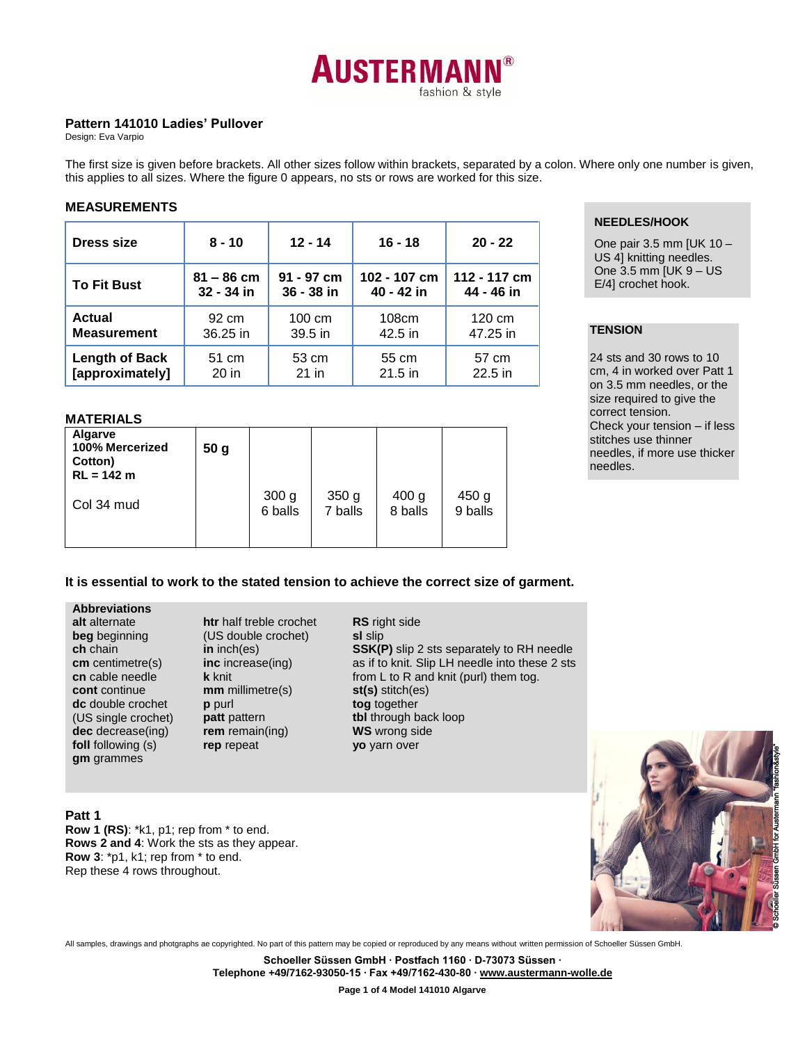# AUSTERMANN®
fashion & style

## Pattern 141010 Ladies' Pullover

Design: Eva Varpio

The first size is given before brackets. All other sizes follow within brackets, separated by a colon. Where only one number is given, this applies to all sizes. Where the figure 0 appears, no sts or rows are worked for this size.

### MEASUREMENTS

| Dress size | 8 - 10 | 12 - 14 | 16 - 18 | 20 - 22 |
|---|---|---|---|---|
| To Fit Bust | 81 – 86 cm 32 - 34 in | 91 - 97 cm 36 - 38 in | 102 - 107 cm 40 - 42 in | 112 - 117 cm 44 - 46 in |
| Actual Measurement | 92 cm 36.25 in | 100 cm 39.5 in | 108cm 42.5 in | 120 cm 47.25 in |
| Length of Back [approximately] | 51 cm 20 in | 53 cm 21 in | 55 cm 21.5 in | 57 cm 22.5 in |

### NEEDLES/HOOK

One pair 3.5 mm [UK 10 – US 4] knitting needles.
One 3.5 mm [UK 9 – US E/4] crochet hook.

### MATERIALS

| Algarve 100% Mercerized Cotton) RL = 142 m | 50 g | | | | |
|---|---|---|---|---|---|
| Col 34 mud | | 300 g 6 balls | 350 g 7 balls | 400 g 8 balls | 450 g 9 balls |

### TENSION

24 sts and 30 rows to 10 cm, 4 in worked over Patt 1 on 3.5 mm needles, or the size required to give the correct tension.
Check your tension – if less stitches use thinner needles, if more use thicker needles.

**It is essential to work to the stated tension to achieve the correct size of garment.**

### Abbreviations

**alt** alternate
**beg** beginning
**ch** chain
**cm** centimetre(s)
**cn** cable needle
**cont** continue
**dc** double crochet (US single crochet)
**dec** decrease(ing)
**foll** following (s)
**gm** grammes
**htr** half treble crochet (US double crochet)
**in** inch(es)
**inc** increase(ing)
**k** knit
**mm** millimetre(s)
**p** purl
**patt** pattern
**rem** remain(ing)
**rep** repeat
**RS** right side
**sl** slip
**SSK(P)** slip 2 sts separately to RH needle as if to knit. Slip LH needle into these 2 sts from L to R and knit (purl) them tog.
**st(s)** stitch(es)
**tog** together
**tbl** through back loop
**WS** wrong side
**yo** yarn over

### Patt 1

**Row 1 (RS)**: *k1, p1; rep from * to end.
**Rows 2 and 4**: Work the sts as they appear.
**Row 3**: *p1, k1; rep from * to end.
Rep these 4 rows throughout.

© Schoeller Süssen GmbH for Austermann "fashion&style"

All samples, drawings and photgraphs ae copyrighted. No part of this pattern may be copied or reproduced by any means without written permission of Schoeller Süssen GmbH.

**Schoeller Süssen GmbH · Postfach 1160 · D-73073 Süssen ·**
**Telephone +49/7162-93050-15 · Fax +49/7162-430-80 · www.austermann-wolle.de**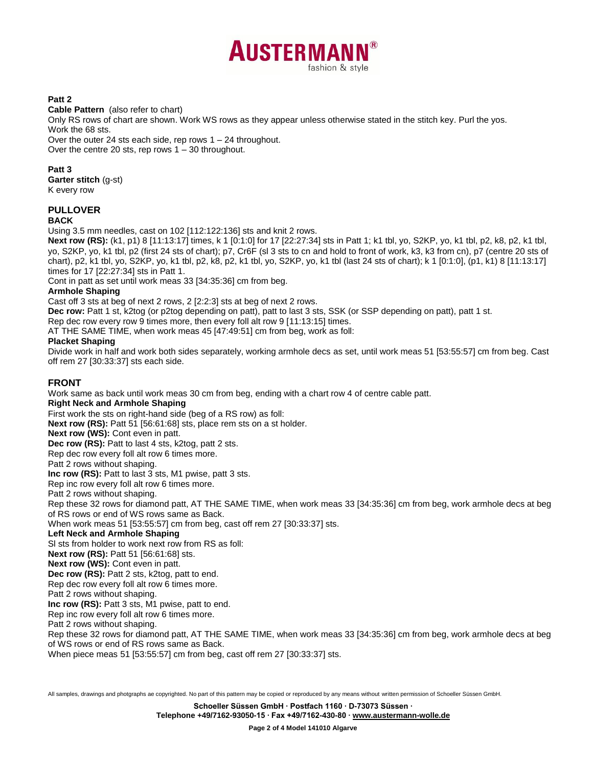**Patt 2**

**Cable Pattern** (also refer to chart)

Only RS rows of chart are shown. Work WS rows as they appear unless otherwise stated in the stitch key. Purl the yos.

Work the 68 sts.

Over the outer 24 sts each side, rep rows 1 – 24 throughout.

Over the centre 20 sts, rep rows 1 – 30 throughout.

**Patt 3**

**Garter stitch** (g-st)

K every row

## PULLOVER

### BACK

Using 3.5 mm needles, cast on 102 [112:122:136] sts and knit 2 rows.

**Next row (RS):** (k1, p1) 8 [11:13:17] times, k 1 [0:1:0] for 17 [22:27:34] sts in Patt 1; k1 tbl, yo, S2KP, yo, k1 tbl, p2, k8, p2, k1 tbl, yo, S2KP, yo, k1 tbl, p2 (first 24 sts of chart); p7, Cr6F (sl 3 sts to cn and hold to front of work, k3, k3 from cn), p7 (centre 20 sts of chart), p2, k1 tbl, yo, S2KP, yo, k1 tbl, p2, k8, p2, k1 tbl, yo, S2KP, yo, k1 tbl (last 24 sts of chart); k 1 [0:1:0], (p1, k1) 8 [11:13:17] times for 17 [22:27:34] sts in Patt 1.

Cont in patt as set until work meas 33 [34:35:36] cm from beg.

**Armhole Shaping**

Cast off 3 sts at beg of next 2 rows, 2 [2:2:3] sts at beg of next 2 rows.

**Dec row:** Patt 1 st, k2tog (or p2tog depending on patt), patt to last 3 sts, SSK (or SSP depending on patt), patt 1 st.

Rep dec row every row 9 times more, then every foll alt row 9 [11:13:15] times.

AT THE SAME TIME, when work meas 45 [47:49:51] cm from beg, work as foll:

**Placket Shaping**

Divide work in half and work both sides separately, working armhole decs as set, until work meas 51 [53:55:57] cm from beg. Cast off rem 27 [30:33:37] sts each side.

### FRONT

Work same as back until work meas 30 cm from beg, ending with a chart row 4 of centre cable patt.

**Right Neck and Armhole Shaping**

First work the sts on right-hand side (beg of a RS row) as foll:

**Next row (RS):** Patt 51 [56:61:68] sts, place rem sts on a st holder.

**Next row (WS):** Cont even in patt.

**Dec row (RS):** Patt to last 4 sts, k2tog, patt 2 sts.

Rep dec row every foll alt row 6 times more.

Patt 2 rows without shaping.

**Inc row (RS):** Patt to last 3 sts, M1 pwise, patt 3 sts.

Rep inc row every foll alt row 6 times more.

Patt 2 rows without shaping.

Rep these 32 rows for diamond patt, AT THE SAME TIME, when work meas 33 [34:35:36] cm from beg, work armhole decs at beg of RS rows or end of WS rows same as Back.

When work meas 51 [53:55:57] cm from beg, cast off rem 27 [30:33:37] sts.

**Left Neck and Armhole Shaping**

Sl sts from holder to work next row from RS as foll:

**Next row (RS):** Patt 51 [56:61:68] sts.

**Next row (WS):** Cont even in patt.

**Dec row (RS):** Patt 2 sts, k2tog, patt to end.

Rep dec row every foll alt row 6 times more.

Patt 2 rows without shaping.

**Inc row (RS):** Patt 3 sts, M1 pwise, patt to end.

Rep inc row every foll alt row 6 times more.

Patt 2 rows without shaping.

Rep these 32 rows for diamond patt, AT THE SAME TIME, when work meas 33 [34:35:36] cm from beg, work armhole decs at beg of WS rows or end of RS rows same as Back.

When piece meas 51 [53:55:57] cm from beg, cast off rem 27 [30:33:37] sts.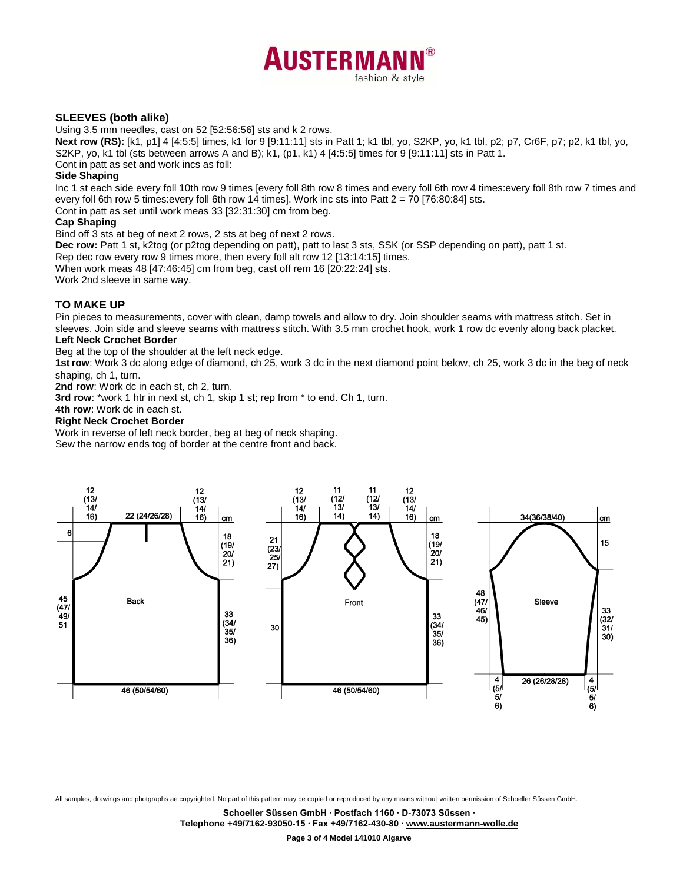## SLEEVES (both alike)

Using 3.5 mm needles, cast on 52 [52:56:56] sts and k 2 rows.

**Next row (RS):** [k1, p1] 4 [4:5:5] times, k1 for 9 [9:11:11] sts in Patt 1; k1 tbl, yo, S2KP, yo, k1 tbl, p2; p7, Cr6F, p7; p2, k1 tbl, yo, S2KP, yo, k1 tbl (sts between arrows A and B); k1, (p1, k1) 4 [4:5:5] times for 9 [9:11:11] sts in Patt 1.

Cont in patt as set and work incs as foll:

**Side Shaping**

Inc 1 st each side every foll 10th row 9 times [every foll 8th row 8 times and every foll 6th row 4 times:every foll 8th row 7 times and every foll 6th row 5 times:every foll 6th row 14 times]. Work inc sts into Patt 2 = 70 [76:80:84] sts.

Cont in patt as set until work meas 33 [32:31:30] cm from beg.

**Cap Shaping**

Bind off 3 sts at beg of next 2 rows, 2 sts at beg of next 2 rows.

**Dec row:** Patt 1 st, k2tog (or p2tog depending on patt), patt to last 3 sts, SSK (or SSP depending on patt), patt 1 st.

Rep dec row every row 9 times more, then every foll alt row 12 [13:14:15] times.

When work meas 48 [47:46:45] cm from beg, cast off rem 16 [20:22:24] sts.

Work 2nd sleeve in same way.

## TO MAKE UP

Pin pieces to measurements, cover with clean, damp towels and allow to dry. Join shoulder seams with mattress stitch. Set in sleeves. Join side and sleeve seams with mattress stitch. With 3.5 mm crochet hook, work 1 row dc evenly along back placket.

**Left Neck Crochet Border**

Beg at the top of the shoulder at the left neck edge.

**1st row**: Work 3 dc along edge of diamond, ch 25, work 3 dc in the next diamond point below, ch 25, work 3 dc in the beg of neck shaping, ch 1, turn.

**2nd row**: Work dc in each st, ch 2, turn.

**3rd row**: *work 1 htr in next st, ch 1, skip 1 st; rep from * to end. Ch 1, turn.

**4th row**: Work dc in each st.

**Right Neck Crochet Border**

Work in reverse of left neck border, beg at beg of neck shaping.

Sew the narrow ends tog of border at the centre front and back.

All samples, drawings and photgraphs ae copyrighted. No part of this pattern may be copied or reproduced by any means without written permission of Schoeller Süssen GmbH.

**Schoeller Süssen GmbH · Postfach 1160 · D-73073 Süssen ·**
**Telephone +49/7162-93050-15 · Fax +49/7162-430-80 · www.austermann-wolle.de**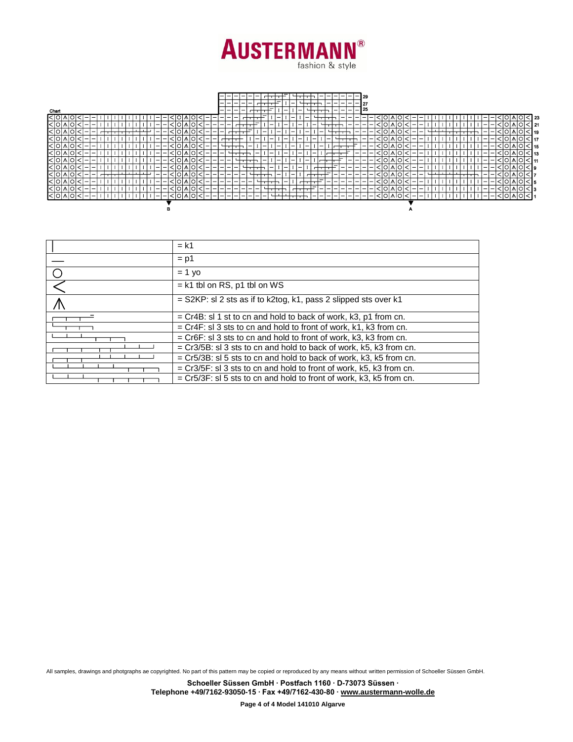Chart

29
27
25
23
21
19
17
15
13
11
9
7
5
3
1

B
A

| | |
|---|---|
| \| | = k1 |
| — | = p1 |
| ○ | = 1 yo |
| < | = k1 tbl on RS, p1 tbl on WS |
| ∧ | = S2KP: sl 2 sts as if to k2tog, k1, pass 2 slipped sts over k1 |
| | = Cr4B: sl 1 st to cn and hold to back of work, k3, p1 from cn. |
| | = Cr4F: sl 3 sts to cn and hold to front of work, k1, k3 from cn. |
| | = Cr6F: sl 3 sts to cn and hold to front of work, k3, k3 from cn. |
| | = Cr3/5B: sl 3 sts to cn and hold to back of work, k5, k3 from cn. |
| | = Cr5/3B: sl 5 sts to cn and hold to back of work, k3, k5 from cn. |
| | = Cr3/5F: sl 3 sts to cn and hold to front of work, k5, k3 from cn. |
| | = Cr5/3F: sl 5 sts to cn and hold to front of work, k3, k5 from cn. |

All samples, drawings and photgraphs ae copyrighted. No part of this pattern may be copied or reproduced by any means without written permission of Schoeller Süssen GmbH.

**Schoeller Süssen GmbH · Postfach 1160 · D-73073 Süssen ·**
**Telephone +49/7162-93050-15 · Fax +49/7162-430-80 · www.austermann-wolle.de**

**Page 4 of 4 Model 141010 Algarve**